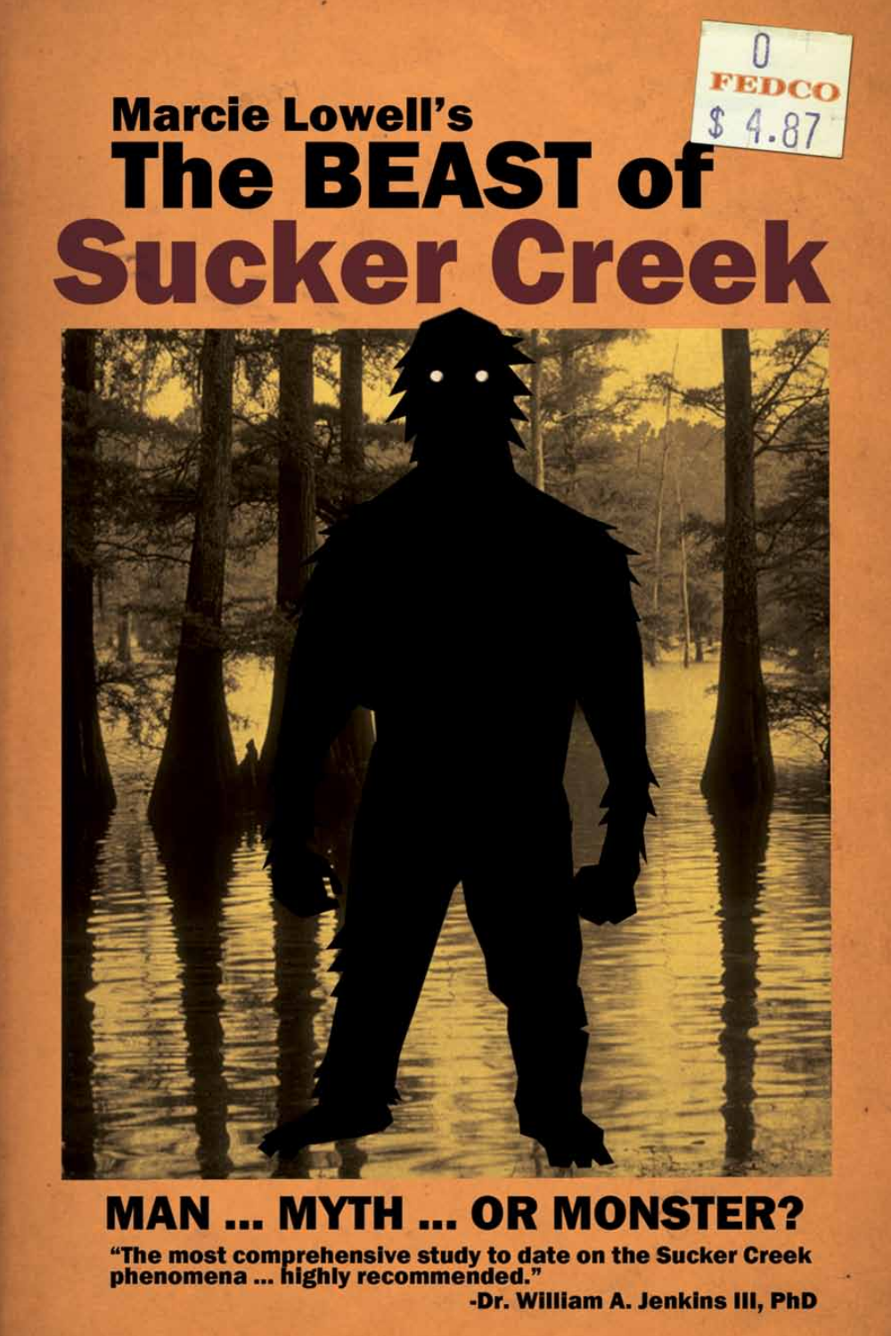Marcie Lowell's

# The BEAST of Sucker Creek

0
FEDCO
$ 4.87

## MAN ... MYTH ... OR MONSTER?

**"The most comprehensive study to date on the Sucker Creek phenomena ... highly recommended."**
**-Dr. William A. Jenkins III, PhD**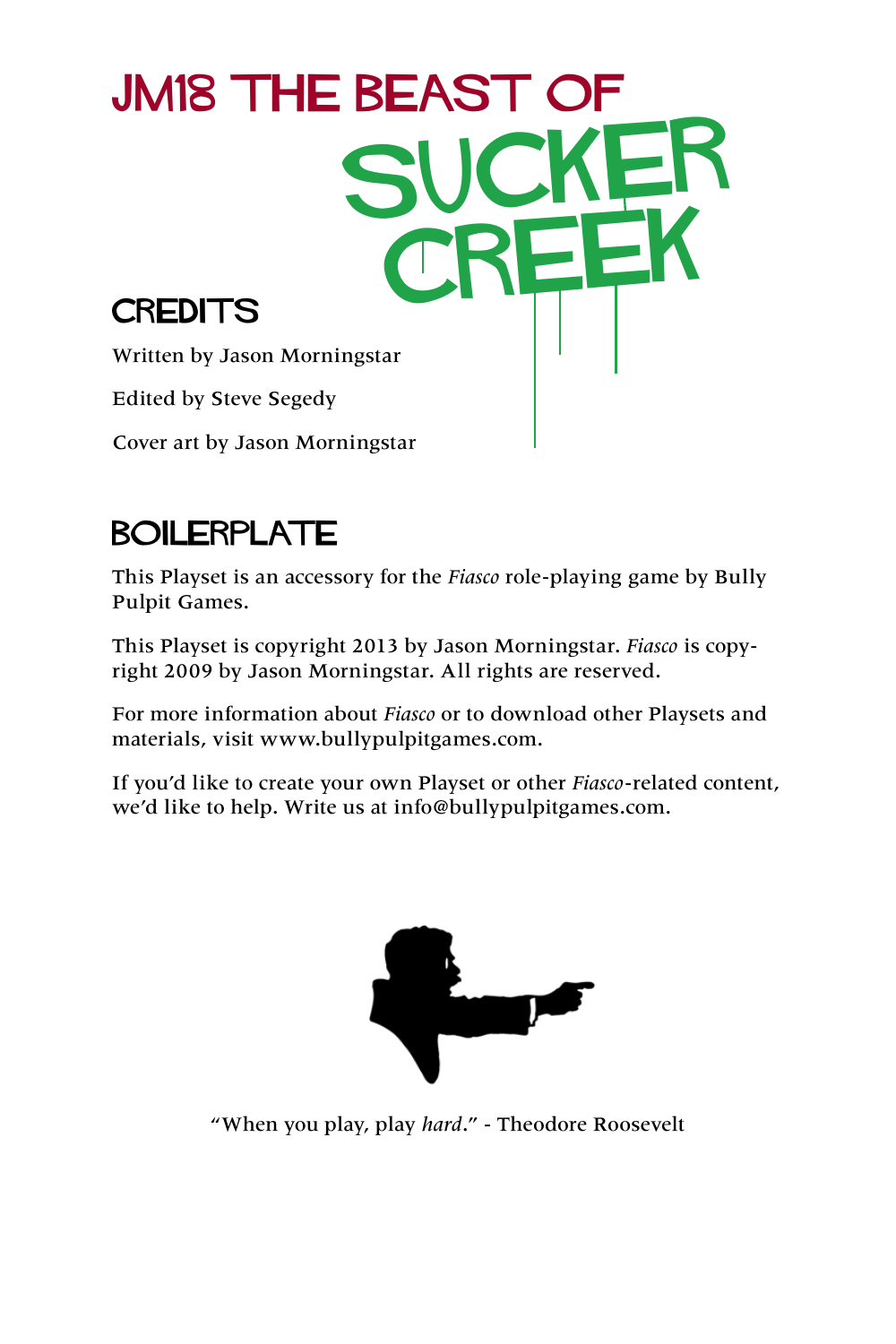# JM18 The Beast of Sucker Creek

## Credits

Written by Jason Morningstar

Edited by Steve Segedy

Cover art by Jason Morningstar

## Boilerplate

This Playset is an accessory for the *Fiasco* role-playing game by Bully Pulpit Games.

This Playset is copyright 2013 by Jason Morningstar. *Fiasco* is copyright 2009 by Jason Morningstar. All rights are reserved.

For more information about *Fiasco* or to download other Playsets and materials, visit www.bullypulpitgames.com.

If you'd like to create your own Playset or other *Fiasco*-related content, we'd like to help. Write us at info@bullypulpitgames.com.

"When you play, play *hard*." - Theodore Roosevelt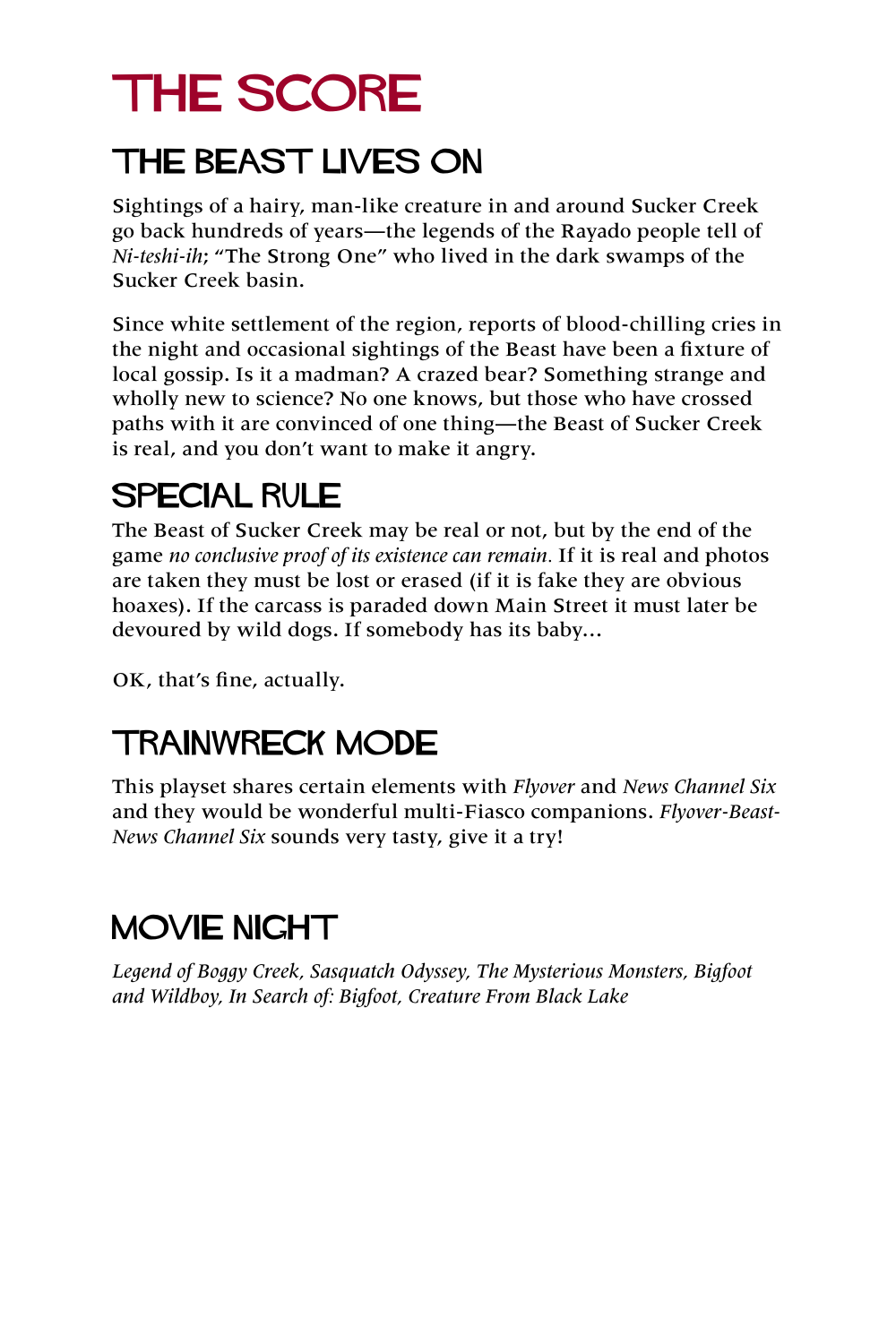# THE SCORE

## THE BEAST LIVES ON

Sightings of a hairy, man-like creature in and around Sucker Creek go back hundreds of years—the legends of the Rayado people tell of *Ni-teshi-ih*; "The Strong One" who lived in the dark swamps of the Sucker Creek basin.

Since white settlement of the region, reports of blood-chilling cries in the night and occasional sightings of the Beast have been a fixture of local gossip. Is it a madman? A crazed bear? Something strange and wholly new to science? No one knows, but those who have crossed paths with it are convinced of one thing—the Beast of Sucker Creek is real, and you don't want to make it angry.

## SPECIAL RULE

The Beast of Sucker Creek may be real or not, but by the end of the game *no conclusive proof of its existence can remain.* If it is real and photos are taken they must be lost or erased (if it is fake they are obvious hoaxes). If the carcass is paraded down Main Street it must later be devoured by wild dogs. If somebody has its baby...

OK, that's fine, actually.

## TRAINWRECK MODE

This playset shares certain elements with *Flyover* and *News Channel Six* and they would be wonderful multi-Fiasco companions. *Flyover-Beast-News Channel Six* sounds very tasty, give it a try!

## MOVIE NIGHT

*Legend of Boggy Creek, Sasquatch Odyssey, The Mysterious Monsters, Bigfoot and Wildboy, In Search of: Bigfoot, Creature From Black Lake*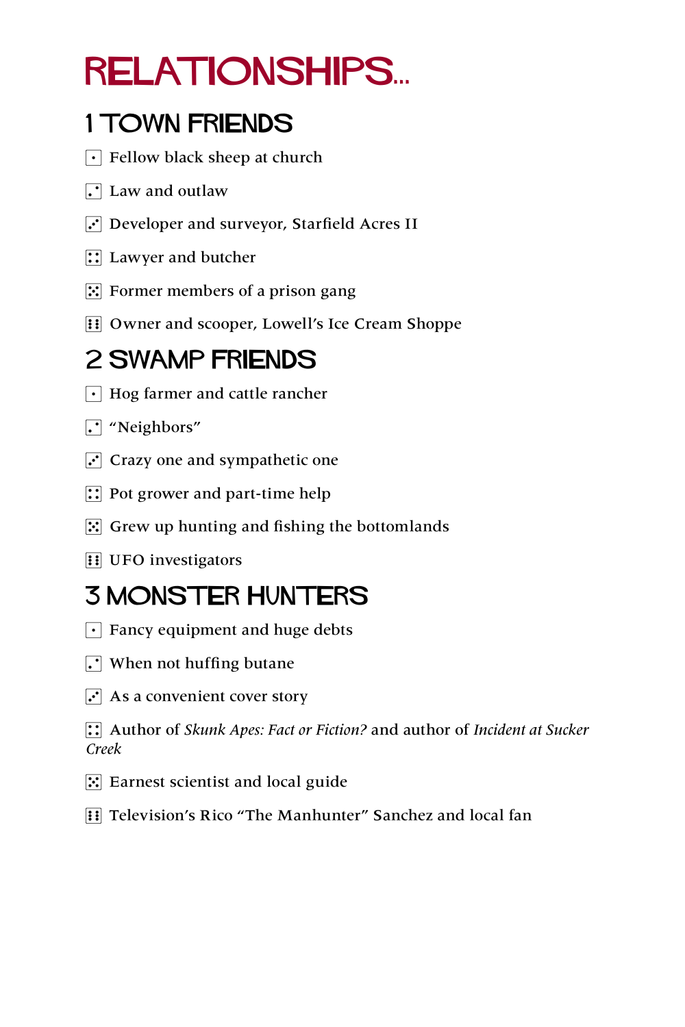# RELATIONSHIPS...

## 1 TOWN FRIENDS

- ⚀ Fellow black sheep at church
- ⚁ Law and outlaw
- ⚂ Developer and surveyor, Starfield Acres II
- ⚃ Lawyer and butcher
- ⚄ Former members of a prison gang
- ⚅ Owner and scooper, Lowell's Ice Cream Shoppe

## 2 SWAMP FRIENDS

- ⚀ Hog farmer and cattle rancher
- ⚁ "Neighbors"
- ⚂ Crazy one and sympathetic one
- ⚃ Pot grower and part-time help
- ⚄ Grew up hunting and fishing the bottomlands
- ⚅ UFO investigators

## 3 MONSTER HUNTERS

- ⚀ Fancy equipment and huge debts
- ⚁ When not huffing butane
- ⚂ As a convenient cover story
- ⚃ Author of *Skunk Apes: Fact or Fiction?* and author of *Incident at Sucker Creek*
- ⚄ Earnest scientist and local guide
- ⚅ Television's Rico "The Manhunter" Sanchez and local fan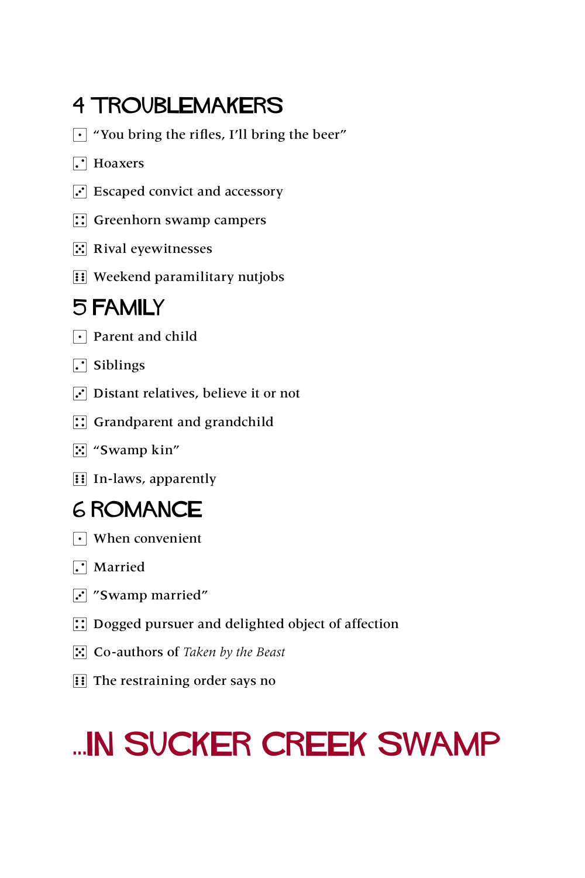## 4 TROUBLEMAKERS

- ⚀ "You bring the rifles, I'll bring the beer"
- ⚁ Hoaxers
- ⚂ Escaped convict and accessory
- ⚃ Greenhorn swamp campers
- ⚄ Rival eyewitnesses
- ⚅ Weekend paramilitary nutjobs

## 5 FAMILY

- ⚀ Parent and child
- ⚁ Siblings
- ⚂ Distant relatives, believe it or not
- ⚃ Grandparent and grandchild
- ⚄ "Swamp kin"
- ⚅ In-laws, apparently

## 6 ROMANCE

- ⚀ When convenient
- ⚁ Married
- ⚂ "Swamp married"
- ⚃ Dogged pursuer and delighted object of affection
- ⚄ Co-authors of *Taken by the Beast*
- ⚅ The restraining order says no

# ...IN SUCKER CREEK SWAMP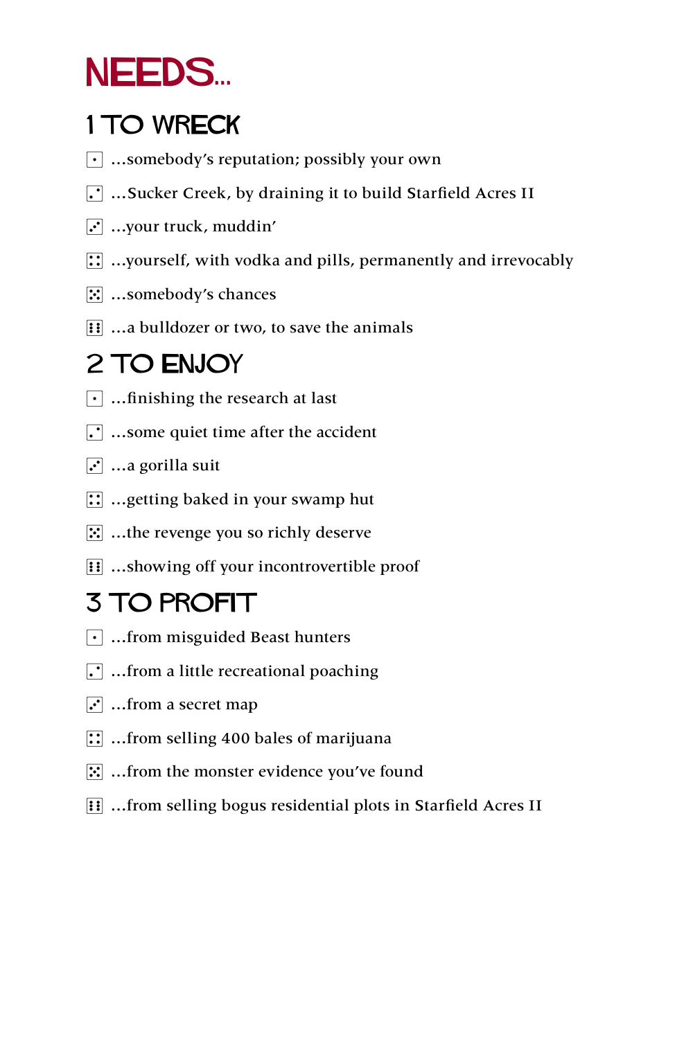# NEEDS...

## 1 TO WRECK

- ⚀ ...somebody's reputation; possibly your own
- ⚁ ...Sucker Creek, by draining it to build Starfield Acres II
- ⚂ ...your truck, muddin'
- ⚃ ...yourself, with vodka and pills, permanently and irrevocably
- ⚄ ...somebody's chances
- ⚅ ...a bulldozer or two, to save the animals

## 2 TO ENJOY

- ⚀ ...finishing the research at last
- ⚁ ...some quiet time after the accident
- ⚂ ...a gorilla suit
- ⚃ ...getting baked in your swamp hut
- ⚄ ...the revenge you so richly deserve
- ⚅ ...showing off your incontrovertible proof

## 3 TO PROFIT

- ⚀ ...from misguided Beast hunters
- ⚁ ...from a little recreational poaching
- ⚂ ...from a secret map
- ⚃ ...from selling 400 bales of marijuana
- ⚄ ...from the monster evidence you've found
- ⚅ ...from selling bogus residential plots in Starfield Acres II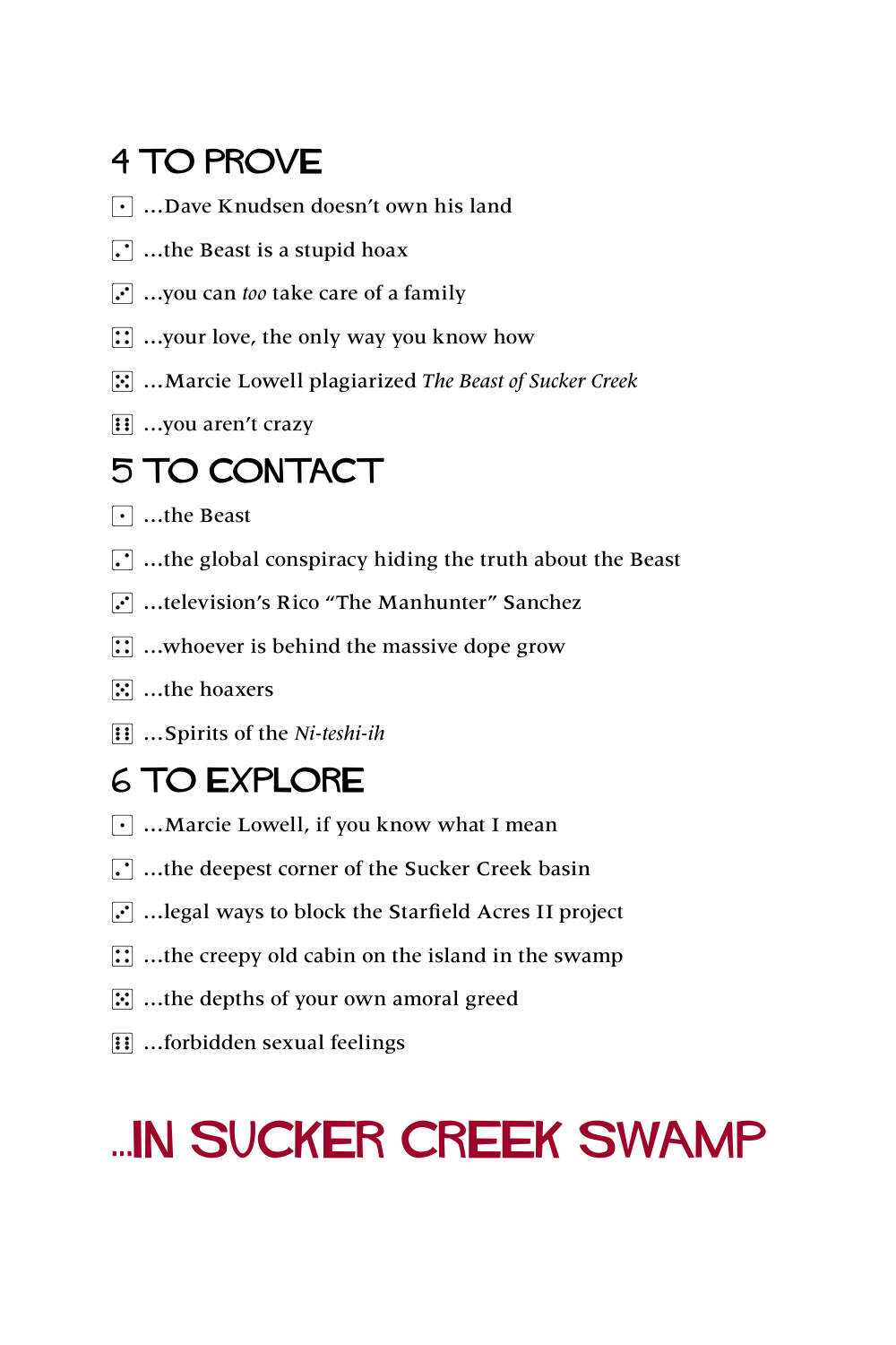## 4 TO PROVE

- ⚀ …Dave Knudsen doesn't own his land
- ⚁ …the Beast is a stupid hoax
- ⚂ …you can *too* take care of a family
- ⚃ …your love, the only way you know how
- ⚄ …Marcie Lowell plagiarized *The Beast of Sucker Creek*
- ⚅ …you aren't crazy

## 5 TO CONTACT

- ⚀ …the Beast
- ⚁ …the global conspiracy hiding the truth about the Beast
- ⚂ …television's Rico "The Manhunter" Sanchez
- ⚃ …whoever is behind the massive dope grow
- ⚄ …the hoaxers
- ⚅ …Spirits of the *Ni-teshi-ih*

## 6 TO EXPLORE

- ⚀ …Marcie Lowell, if you know what I mean
- ⚁ …the deepest corner of the Sucker Creek basin
- ⚂ …legal ways to block the Starfield Acres II project
- ⚃ …the creepy old cabin on the island in the swamp
- ⚄ …the depths of your own amoral greed
- ⚅ …forbidden sexual feelings

# …IN SUCKER CREEK SWAMP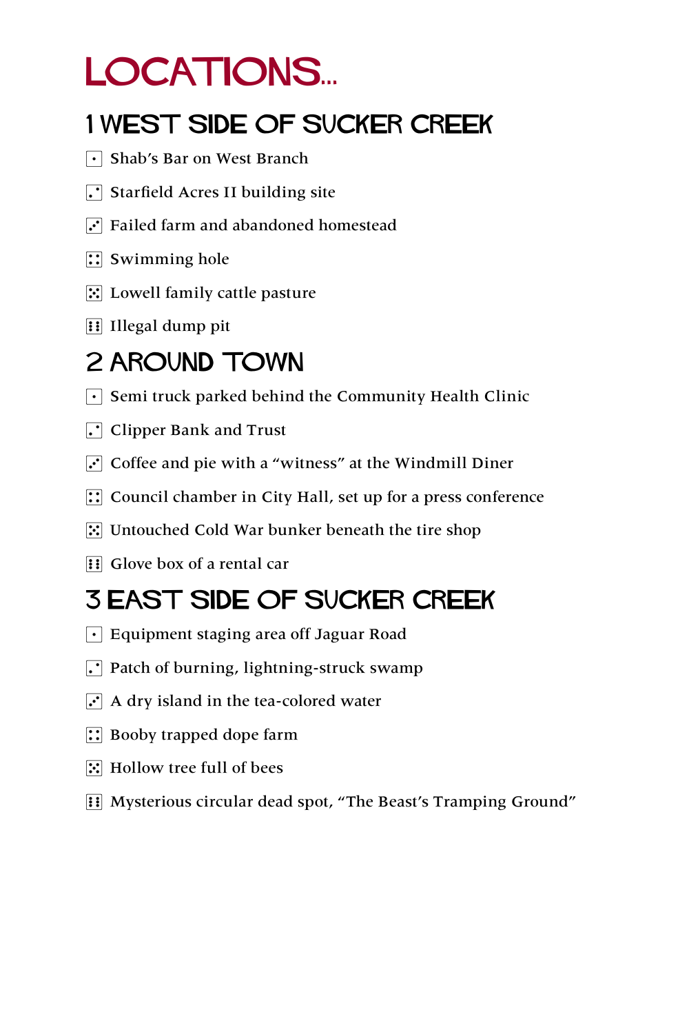# LOCATIONS...

## 1 WEST SIDE OF SUCKER CREEK

- ⚀ Shab's Bar on West Branch
- ⚁ Starfield Acres II building site
- ⚂ Failed farm and abandoned homestead
- ⚃ Swimming hole
- ⚄ Lowell family cattle pasture
- ⚅ Illegal dump pit

## 2 AROUND TOWN

- ⚀ Semi truck parked behind the Community Health Clinic
- ⚁ Clipper Bank and Trust
- ⚂ Coffee and pie with a "witness" at the Windmill Diner
- ⚃ Council chamber in City Hall, set up for a press conference
- ⚄ Untouched Cold War bunker beneath the tire shop
- ⚅ Glove box of a rental car

## 3 EAST SIDE OF SUCKER CREEK

- ⚀ Equipment staging area off Jaguar Road
- ⚁ Patch of burning, lightning-struck swamp
- ⚂ A dry island in the tea-colored water
- ⚃ Booby trapped dope farm
- ⚄ Hollow tree full of bees
- ⚅ Mysterious circular dead spot, "The Beast's Tramping Ground"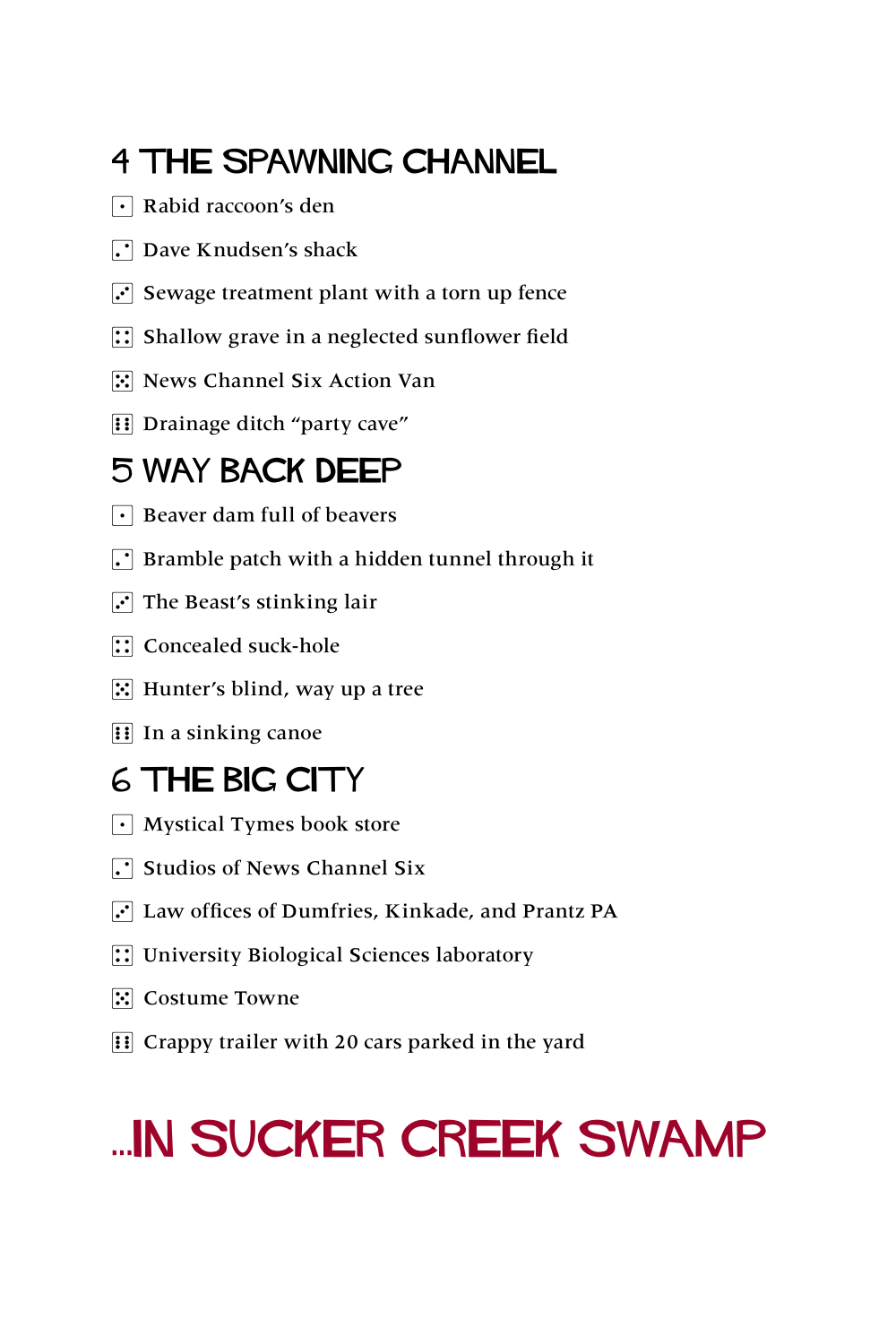## 4 THE SPAWNING CHANNEL

- ⚀ Rabid raccoon's den
- ⚁ Dave Knudsen's shack
- ⚂ Sewage treatment plant with a torn up fence
- ⚃ Shallow grave in a neglected sunflower field
- ⚄ News Channel Six Action Van
- ⚅ Drainage ditch "party cave"

## 5 WAY BACK DEEP

- ⚀ Beaver dam full of beavers
- ⚁ Bramble patch with a hidden tunnel through it
- ⚂ The Beast's stinking lair
- ⚃ Concealed suck-hole
- ⚄ Hunter's blind, way up a tree
- ⚅ In a sinking canoe

## 6 THE BIG CITY

- ⚀ Mystical Tymes book store
- ⚁ Studios of News Channel Six
- ⚂ Law offices of Dumfries, Kinkade, and Prantz PA
- ⚃ University Biological Sciences laboratory
- ⚄ Costume Towne
- ⚅ Crappy trailer with 20 cars parked in the yard

# ...IN SUCKER CREEK SWAMP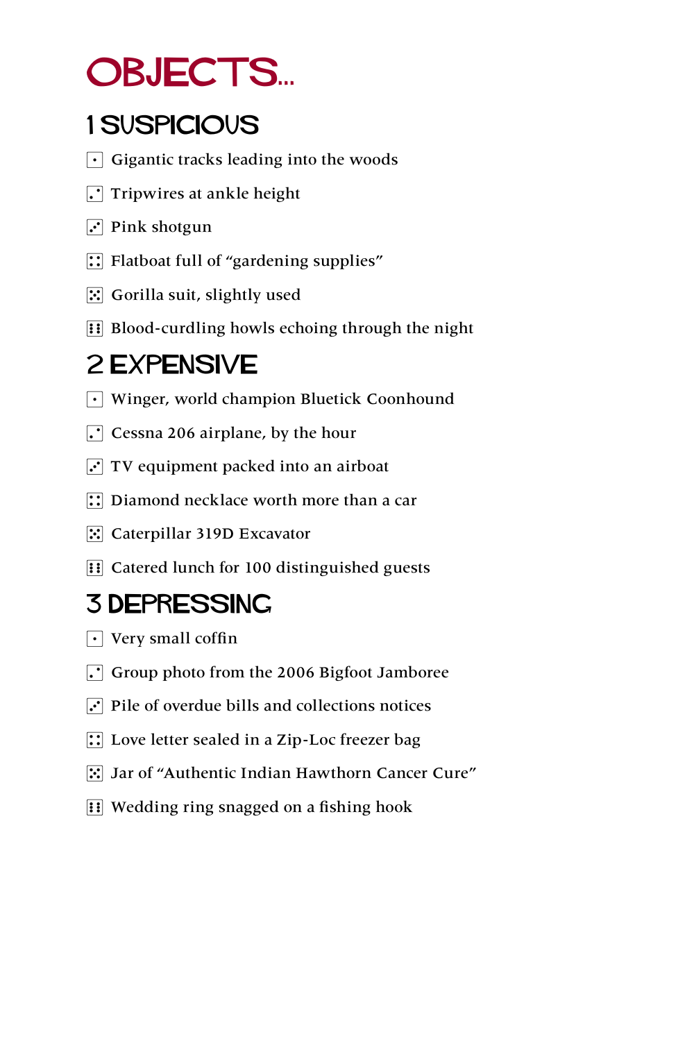# OBJECTS...

## 1 SUSPICIOUS

- ⚀ Gigantic tracks leading into the woods
- ⚁ Tripwires at ankle height
- ⚂ Pink shotgun
- ⚃ Flatboat full of "gardening supplies"
- ⚄ Gorilla suit, slightly used
- ⚅ Blood-curdling howls echoing through the night

## 2 EXPENSIVE

- ⚀ Winger, world champion Bluetick Coonhound
- ⚁ Cessna 206 airplane, by the hour
- ⚂ TV equipment packed into an airboat
- ⚃ Diamond necklace worth more than a car
- ⚄ Caterpillar 319D Excavator
- ⚅ Catered lunch for 100 distinguished guests

## 3 DEPRESSING

- ⚀ Very small coffin
- ⚁ Group photo from the 2006 Bigfoot Jamboree
- ⚂ Pile of overdue bills and collections notices
- ⚃ Love letter sealed in a Zip-Loc freezer bag
- ⚄ Jar of "Authentic Indian Hawthorn Cancer Cure"
- ⚅ Wedding ring snagged on a fishing hook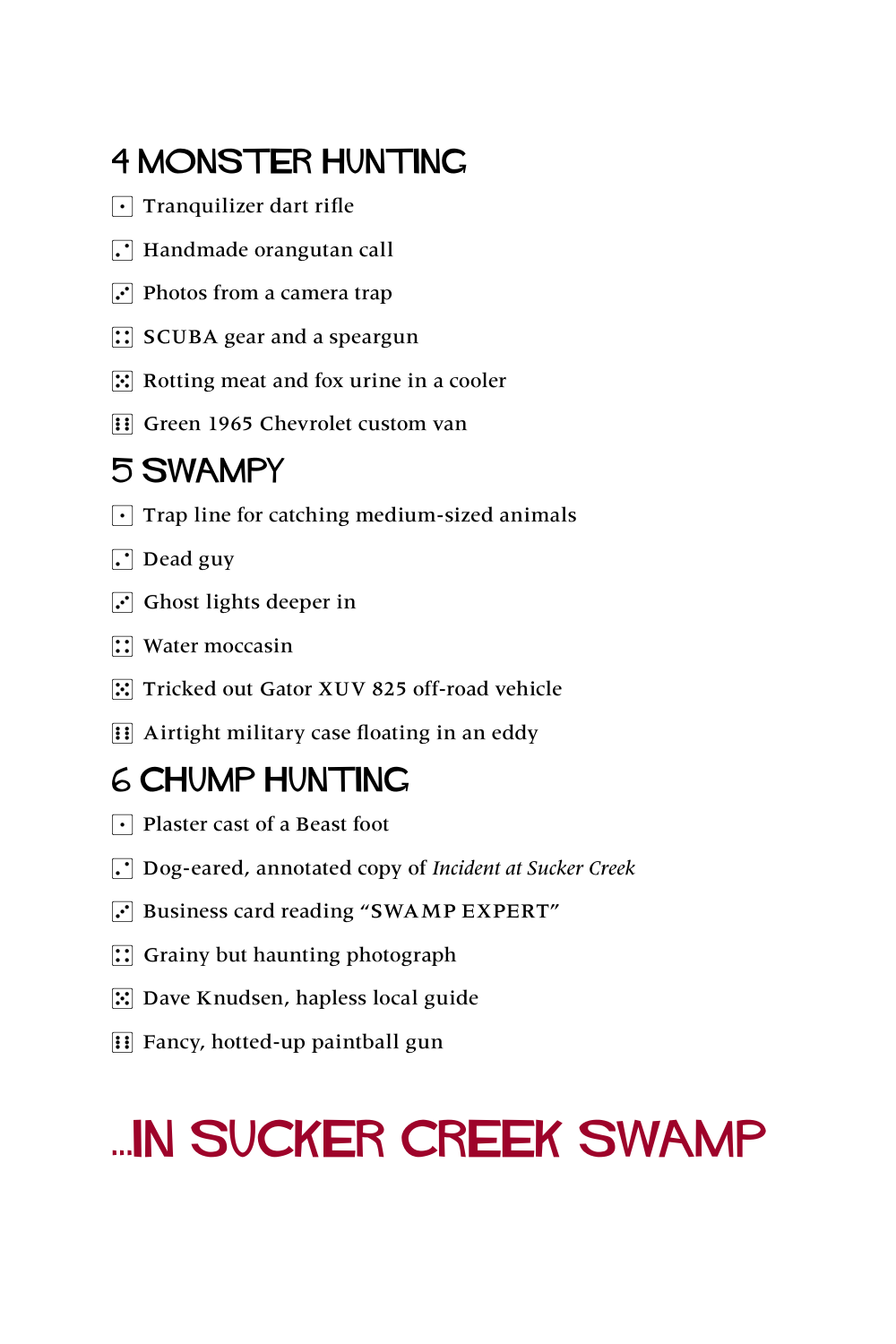## 4 MONSTER HUNTING

- ⚀ Tranquilizer dart rifle
- ⚁ Handmade orangutan call
- ⚂ Photos from a camera trap
- ⚃ SCUBA gear and a speargun
- ⚄ Rotting meat and fox urine in a cooler
- ⚅ Green 1965 Chevrolet custom van

## 5 SWAMPY

- ⚀ Trap line for catching medium-sized animals
- ⚁ Dead guy
- ⚂ Ghost lights deeper in
- ⚃ Water moccasin
- ⚄ Tricked out Gator XUV 825 off-road vehicle
- ⚅ Airtight military case floating in an eddy

## 6 CHUMP HUNTING

- ⚀ Plaster cast of a Beast foot
- ⚁ Dog-eared, annotated copy of *Incident at Sucker Creek*
- ⚂ Business card reading "SWAMP EXPERT"
- ⚃ Grainy but haunting photograph
- ⚄ Dave Knudsen, hapless local guide
- ⚅ Fancy, hotted-up paintball gun

# ...IN SUCKER CREEK SWAMP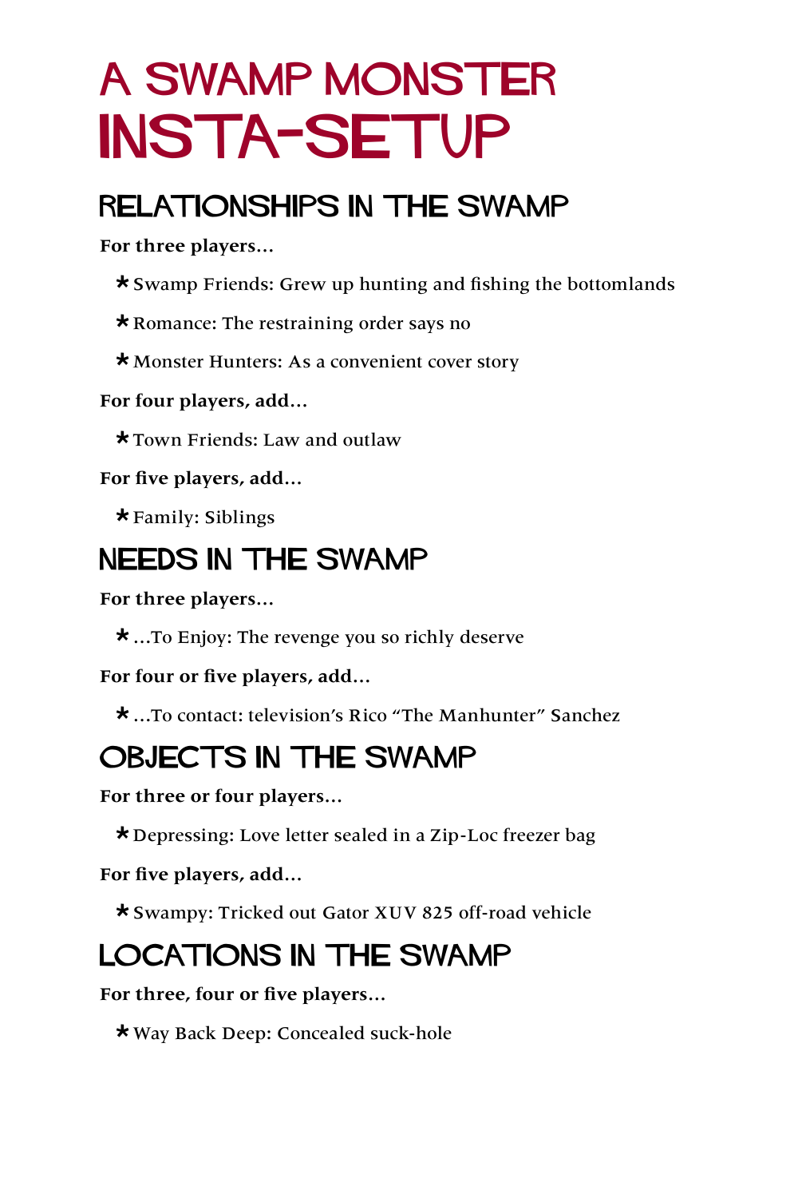# A SWAMP MONSTER INSTA-SETUP

## RELATIONSHIPS IN THE SWAMP

**For three players...**

- Swamp Friends: Grew up hunting and fishing the bottomlands
- Romance: The restraining order says no
- Monster Hunters: As a convenient cover story

**For four players, add...**

- Town Friends: Law and outlaw

**For five players, add...**

- Family: Siblings

## NEEDS IN THE SWAMP

**For three players...**

- ...To Enjoy: The revenge you so richly deserve

**For four or five players, add...**

- ...To contact: television's Rico "The Manhunter" Sanchez

## OBJECTS IN THE SWAMP

**For three or four players...**

- Depressing: Love letter sealed in a Zip-Loc freezer bag

**For five players, add...**

- Swampy: Tricked out Gator XUV 825 off-road vehicle

## LOCATIONS IN THE SWAMP

**For three, four or five players...**

- Way Back Deep: Concealed suck-hole